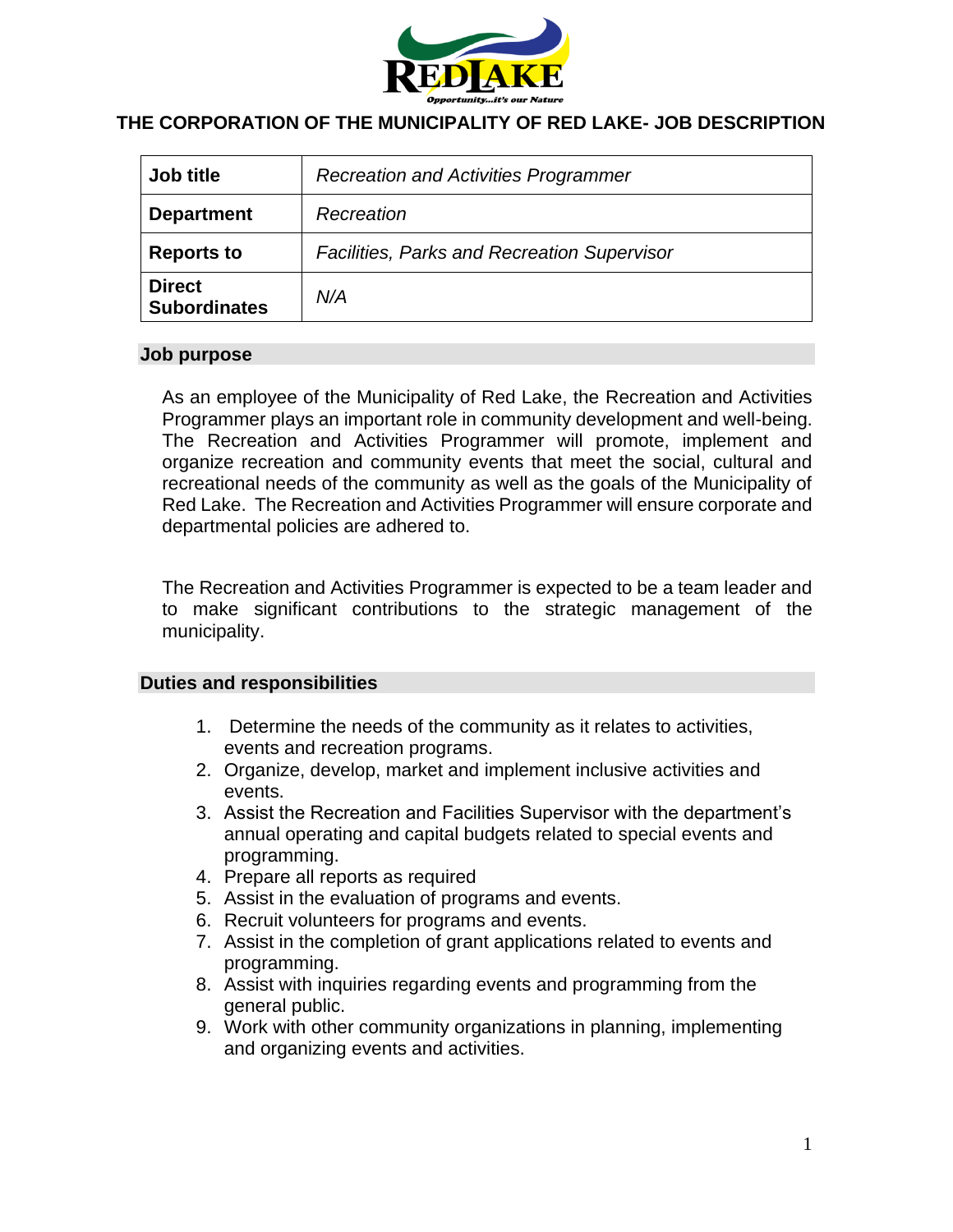# THE CORPORATION OF THE MUNICIPALITY OF RED LAKE- JOB DESCRIPTION

| | |
|---|---|
| **Job title** | *Recreation and Activities Programmer* |
| **Department** | *Recreation* |
| **Reports to** | *Facilities, Parks and Recreation Supervisor* |
| **Direct Subordinates** | *N/A* |

## Job purpose

As an employee of the Municipality of Red Lake, the Recreation and Activities Programmer plays an important role in community development and well-being. The Recreation and Activities Programmer will promote, implement and organize recreation and community events that meet the social, cultural and recreational needs of the community as well as the goals of the Municipality of Red Lake. The Recreation and Activities Programmer will ensure corporate and departmental policies are adhered to.

The Recreation and Activities Programmer is expected to be a team leader and to make significant contributions to the strategic management of the municipality.

## Duties and responsibilities

1. Determine the needs of the community as it relates to activities, events and recreation programs.
2. Organize, develop, market and implement inclusive activities and events.
3. Assist the Recreation and Facilities Supervisor with the department's annual operating and capital budgets related to special events and programming.
4. Prepare all reports as required
5. Assist in the evaluation of programs and events.
6. Recruit volunteers for programs and events.
7. Assist in the completion of grant applications related to events and programming.
8. Assist with inquiries regarding events and programming from the general public.
9. Work with other community organizations in planning, implementing and organizing events and activities.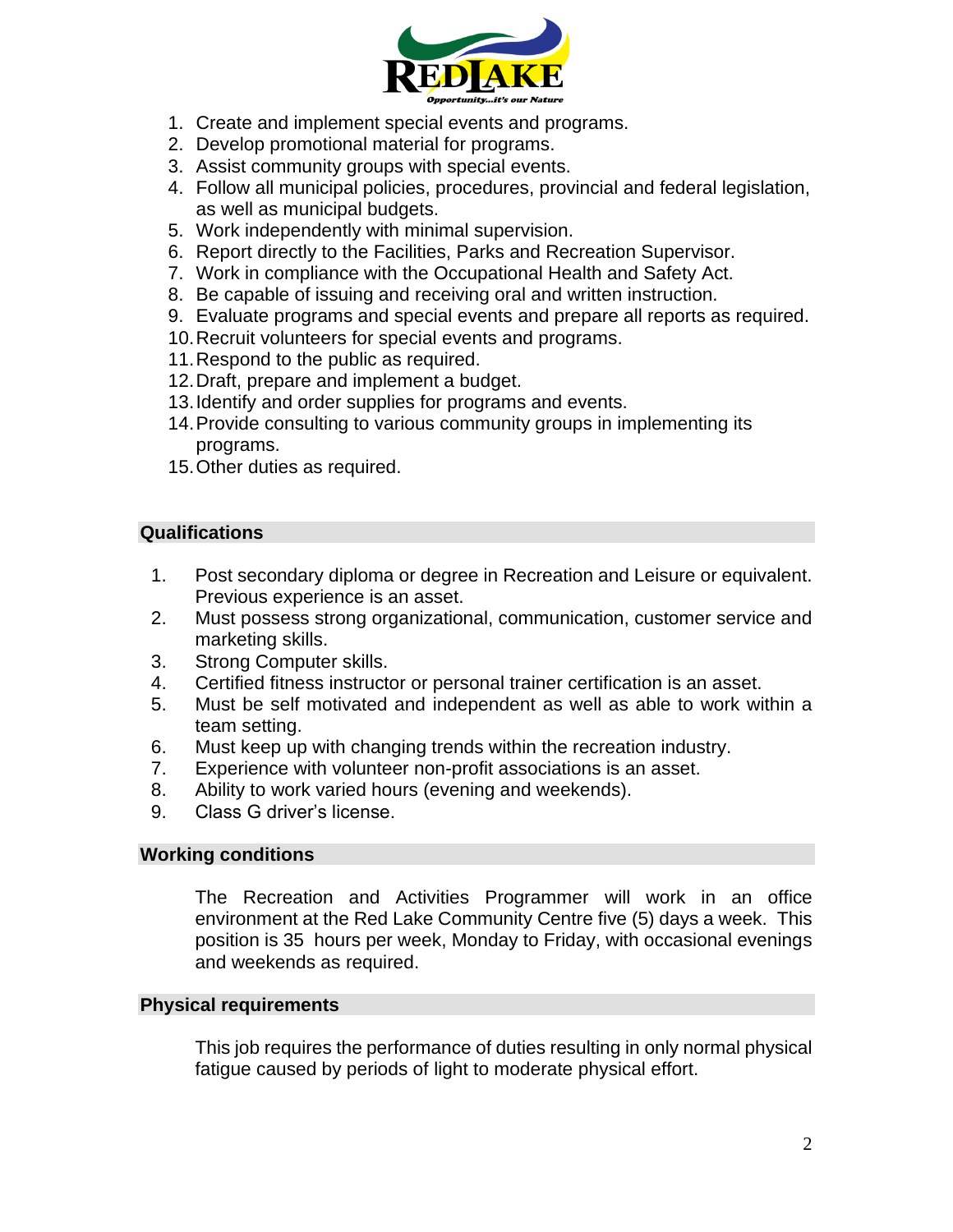1. Create and implement special events and programs.
2. Develop promotional material for programs.
3. Assist community groups with special events.
4. Follow all municipal policies, procedures, provincial and federal legislation, as well as municipal budgets.
5. Work independently with minimal supervision.
6. Report directly to the Facilities, Parks and Recreation Supervisor.
7. Work in compliance with the Occupational Health and Safety Act.
8. Be capable of issuing and receiving oral and written instruction.
9. Evaluate programs and special events and prepare all reports as required.
10. Recruit volunteers for special events and programs.
11. Respond to the public as required.
12. Draft, prepare and implement a budget.
13. Identify and order supplies for programs and events.
14. Provide consulting to various community groups in implementing its programs.
15. Other duties as required.

## Qualifications

1. Post secondary diploma or degree in Recreation and Leisure or equivalent. Previous experience is an asset.
2. Must possess strong organizational, communication, customer service and marketing skills.
3. Strong Computer skills.
4. Certified fitness instructor or personal trainer certification is an asset.
5. Must be self motivated and independent as well as able to work within a team setting.
6. Must keep up with changing trends within the recreation industry.
7. Experience with volunteer non-profit associations is an asset.
8. Ability to work varied hours (evening and weekends).
9. Class G driver's license.

## Working conditions

The Recreation and Activities Programmer will work in an office environment at the Red Lake Community Centre five (5) days a week. This position is 35 hours per week, Monday to Friday, with occasional evenings and weekends as required.

## Physical requirements

This job requires the performance of duties resulting in only normal physical fatigue caused by periods of light to moderate physical effort.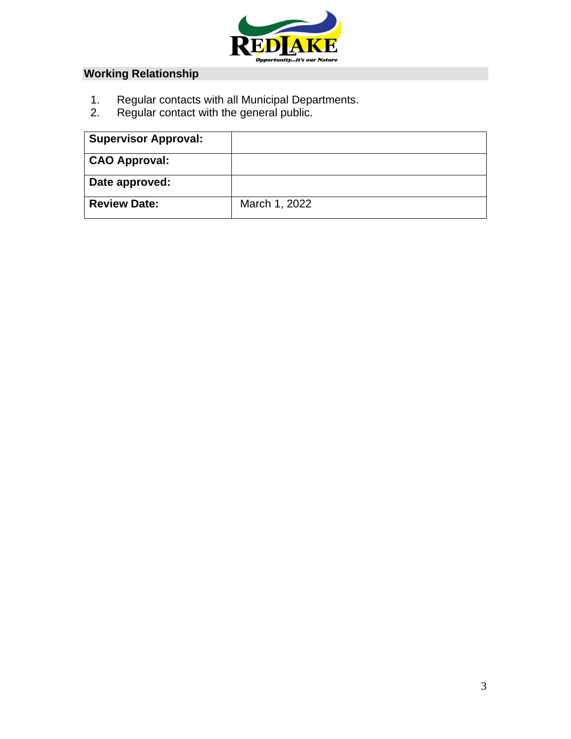## Working Relationship

1. Regular contacts with all Municipal Departments.
2. Regular contact with the general public.

| | |
|---|---|
| **Supervisor Approval:** | |
| **CAO Approval:** | |
| **Date approved:** | |
| **Review Date:** | March 1, 2022 |